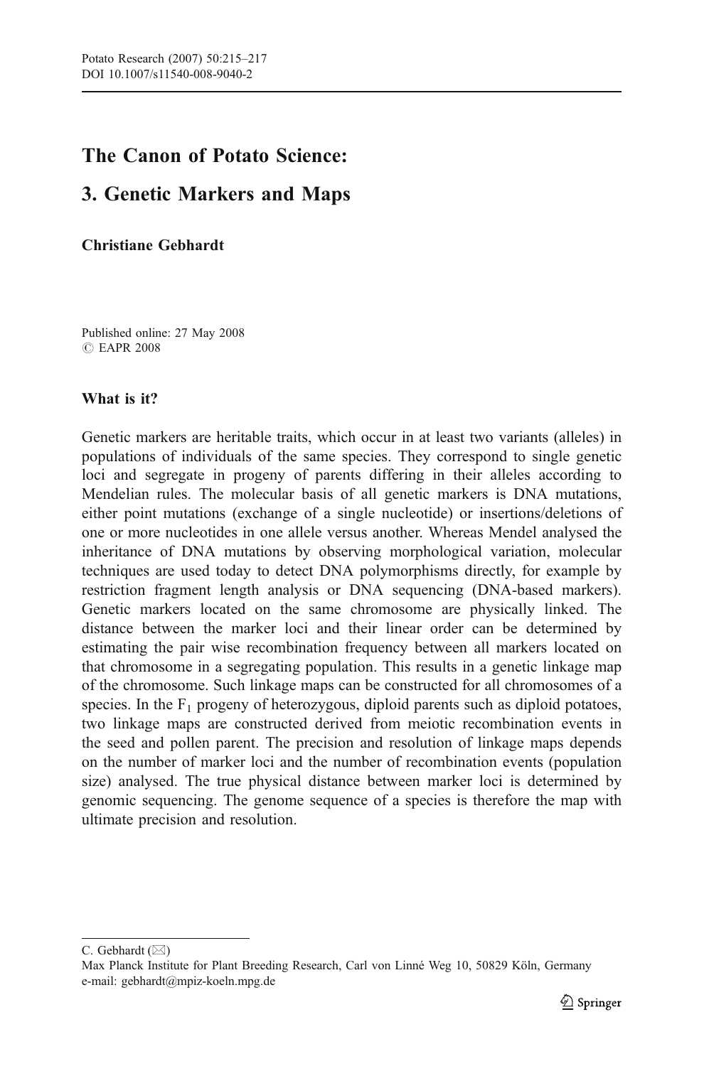# The Canon of Potato Science:

# 3. Genetic Markers and Maps

**Christiane Gebhardt**

Published online: 27 May 2008
© EAPR 2008

## What is it?

Genetic markers are heritable traits, which occur in at least two variants (alleles) in populations of individuals of the same species. They correspond to single genetic loci and segregate in progeny of parents differing in their alleles according to Mendelian rules. The molecular basis of all genetic markers is DNA mutations, either point mutations (exchange of a single nucleotide) or insertions/deletions of one or more nucleotides in one allele versus another. Whereas Mendel analysed the inheritance of DNA mutations by observing morphological variation, molecular techniques are used today to detect DNA polymorphisms directly, for example by restriction fragment length analysis or DNA sequencing (DNA-based markers). Genetic markers located on the same chromosome are physically linked. The distance between the marker loci and their linear order can be determined by estimating the pair wise recombination frequency between all markers located on that chromosome in a segregating population. This results in a genetic linkage map of the chromosome. Such linkage maps can be constructed for all chromosomes of a species. In the $F_1$ progeny of heterozygous, diploid parents such as diploid potatoes, two linkage maps are constructed derived from meiotic recombination events in the seed and pollen parent. The precision and resolution of linkage maps depends on the number of marker loci and the number of recombination events (population size) analysed. The true physical distance between marker loci is determined by genomic sequencing. The genome sequence of a species is therefore the map with ultimate precision and resolution.

---

C. Gebhardt (✉)
Max Planck Institute for Plant Breeding Research, Carl von Linné Weg 10, 50829 Köln, Germany
e-mail: gebhardt@mpiz-koeln.mpg.de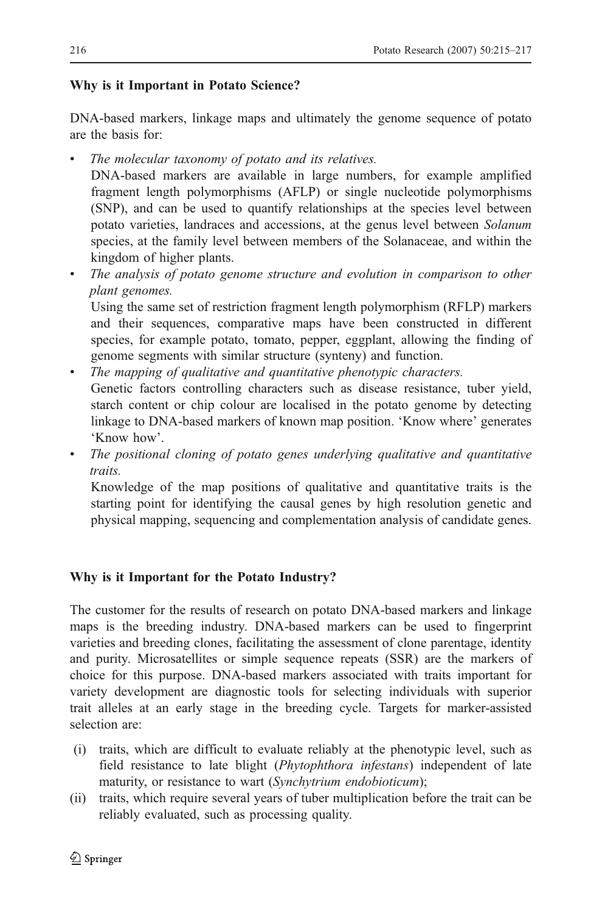## Why is it Important in Potato Science?

DNA-based markers, linkage maps and ultimately the genome sequence of potato are the basis for:

- *The molecular taxonomy of potato and its relatives.*
  DNA-based markers are available in large numbers, for example amplified fragment length polymorphisms (AFLP) or single nucleotide polymorphisms (SNP), and can be used to quantify relationships at the species level between potato varieties, landraces and accessions, at the genus level between *Solanum* species, at the family level between members of the Solanaceae, and within the kingdom of higher plants.
- *The analysis of potato genome structure and evolution in comparison to other plant genomes.*
  Using the same set of restriction fragment length polymorphism (RFLP) markers and their sequences, comparative maps have been constructed in different species, for example potato, tomato, pepper, eggplant, allowing the finding of genome segments with similar structure (synteny) and function.
- *The mapping of qualitative and quantitative phenotypic characters.*
  Genetic factors controlling characters such as disease resistance, tuber yield, starch content or chip colour are localised in the potato genome by detecting linkage to DNA-based markers of known map position. 'Know where' generates 'Know how'.
- *The positional cloning of potato genes underlying qualitative and quantitative traits.*
  Knowledge of the map positions of qualitative and quantitative traits is the starting point for identifying the causal genes by high resolution genetic and physical mapping, sequencing and complementation analysis of candidate genes.

## Why is it Important for the Potato Industry?

The customer for the results of research on potato DNA-based markers and linkage maps is the breeding industry. DNA-based markers can be used to fingerprint varieties and breeding clones, facilitating the assessment of clone parentage, identity and purity. Microsatellites or simple sequence repeats (SSR) are the markers of choice for this purpose. DNA-based markers associated with traits important for variety development are diagnostic tools for selecting individuals with superior trait alleles at an early stage in the breeding cycle. Targets for marker-assisted selection are:

(i) traits, which are difficult to evaluate reliably at the phenotypic level, such as field resistance to late blight (*Phytophthora infestans*) independent of late maturity, or resistance to wart (*Synchytrium endobioticum*);
(ii) traits, which require several years of tuber multiplication before the trait can be reliably evaluated, such as processing quality.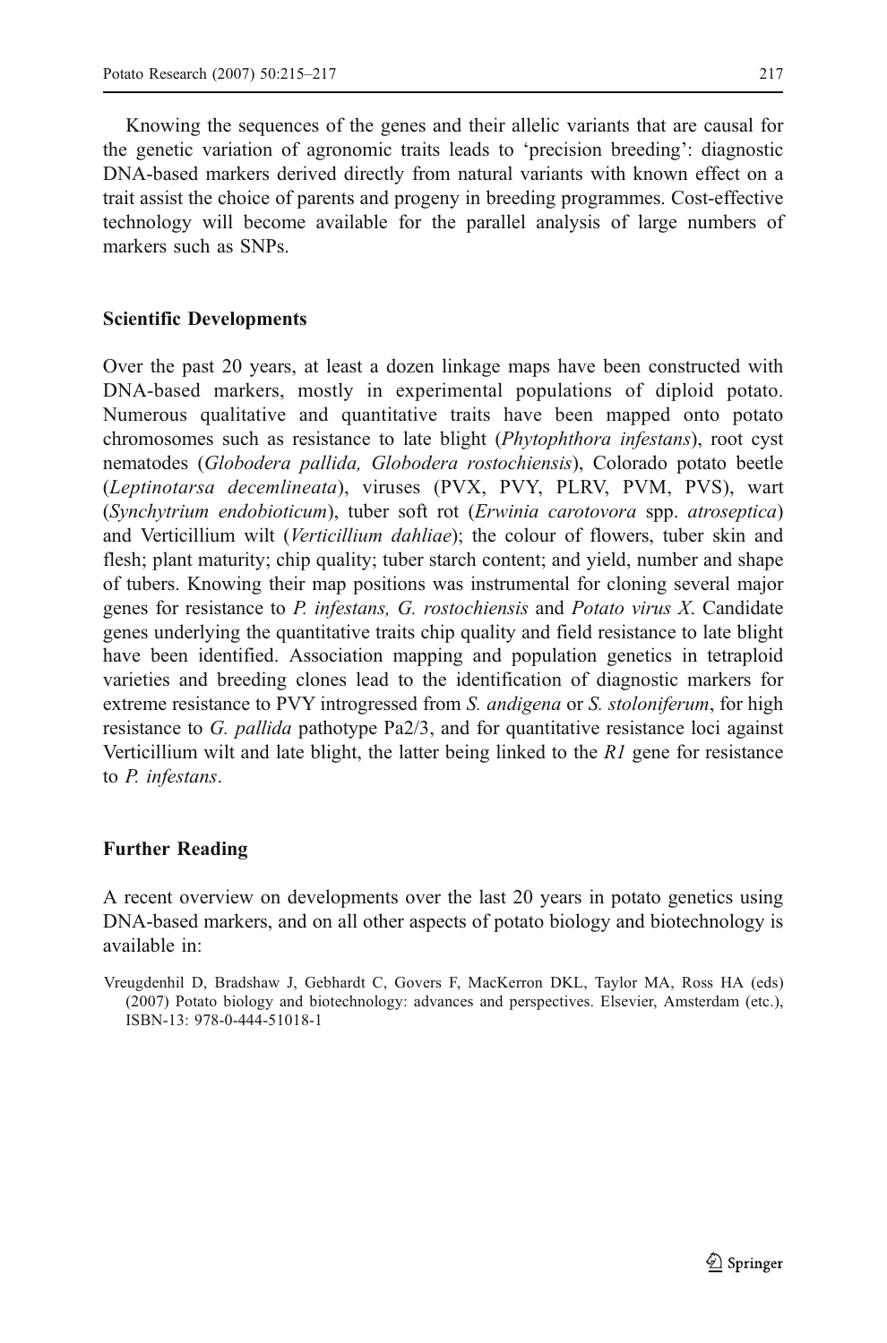Knowing the sequences of the genes and their allelic variants that are causal for the genetic variation of agronomic traits leads to 'precision breeding': diagnostic DNA-based markers derived directly from natural variants with known effect on a trait assist the choice of parents and progeny in breeding programmes. Cost-effective technology will become available for the parallel analysis of large numbers of markers such as SNPs.

## Scientific Developments

Over the past 20 years, at least a dozen linkage maps have been constructed with DNA-based markers, mostly in experimental populations of diploid potato. Numerous qualitative and quantitative traits have been mapped onto potato chromosomes such as resistance to late blight (*Phytophthora infestans*), root cyst nematodes (*Globodera pallida, Globodera rostochiensis*), Colorado potato beetle (*Leptinotarsa decemlineata*), viruses (PVX, PVY, PLRV, PVM, PVS), wart (*Synchytrium endobioticum*), tuber soft rot (*Erwinia carotovora* spp. *atroseptica*) and Verticillium wilt (*Verticillium dahliae*); the colour of flowers, tuber skin and flesh; plant maturity; chip quality; tuber starch content; and yield, number and shape of tubers. Knowing their map positions was instrumental for cloning several major genes for resistance to *P. infestans, G. rostochiensis* and *Potato virus X*. Candidate genes underlying the quantitative traits chip quality and field resistance to late blight have been identified. Association mapping and population genetics in tetraploid varieties and breeding clones lead to the identification of diagnostic markers for extreme resistance to PVY introgressed from *S. andigena* or *S. stoloniferum*, for high resistance to *G. pallida* pathotype Pa2/3, and for quantitative resistance loci against Verticillium wilt and late blight, the latter being linked to the *R1* gene for resistance to *P. infestans*.

## Further Reading

A recent overview on developments over the last 20 years in potato genetics using DNA-based markers, and on all other aspects of potato biology and biotechnology is available in:

Vreugdenhil D, Bradshaw J, Gebhardt C, Govers F, MacKerron DKL, Taylor MA, Ross HA (eds) (2007) Potato biology and biotechnology: advances and perspectives. Elsevier, Amsterdam (etc.), ISBN-13: 978-0-444-51018-1